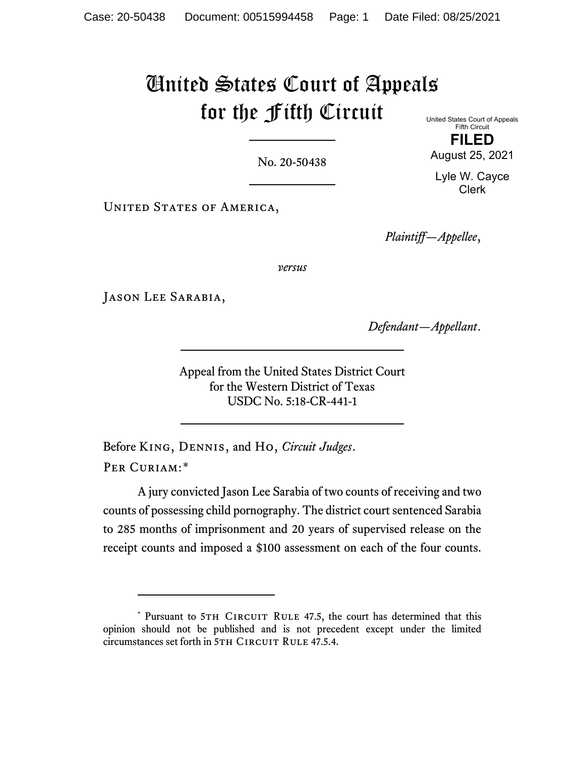# United States Court of Appeals for the Fifth Circuit

United States Court of Appeals
Fifth Circuit

**FILED**

August 25, 2021

Lyle W. Cayce
Clerk

No. 20-50438

United States of America,

*Plaintiff—Appellee*,

*versus*

Jason Lee Sarabia,

*Defendant—Appellant*.

Appeal from the United States District Court
for the Western District of Texas
USDC No. 5:18-CR-441-1

Before King, Dennis, and Ho, *Circuit Judges*.

Per Curiam:*

A jury convicted Jason Lee Sarabia of two counts of receiving and two counts of possessing child pornography. The district court sentenced Sarabia to 285 months of imprisonment and 20 years of supervised release on the receipt counts and imposed a $100 assessment on each of the four counts.

---

* Pursuant to 5th Circuit Rule 47.5, the court has determined that this opinion should not be published and is not precedent except under the limited circumstances set forth in 5th Circuit Rule 47.5.4.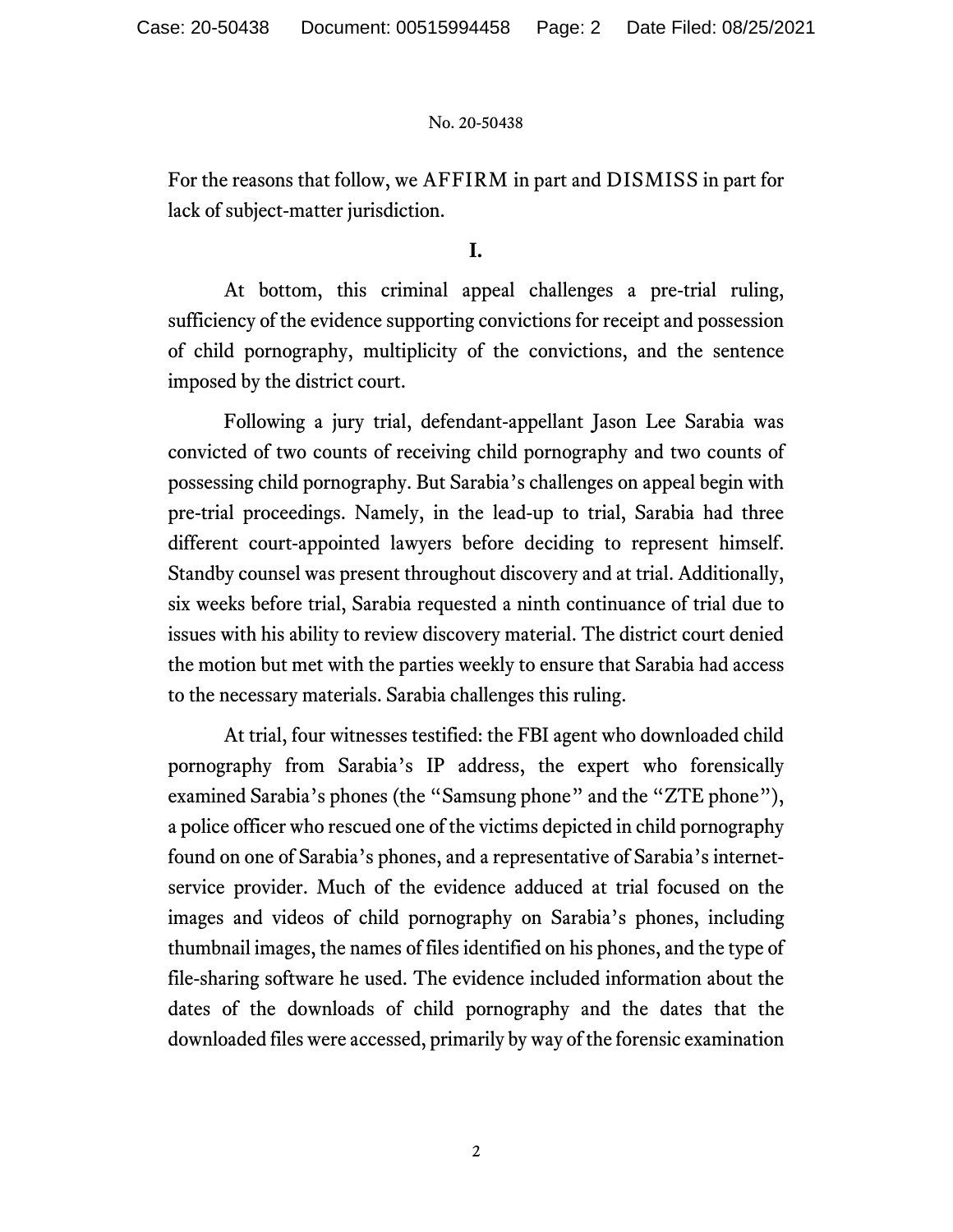For the reasons that follow, we AFFIRM in part and DISMISS in part for lack of subject-matter jurisdiction.

**I.**

At bottom, this criminal appeal challenges a pre-trial ruling, sufficiency of the evidence supporting convictions for receipt and possession of child pornography, multiplicity of the convictions, and the sentence imposed by the district court.

Following a jury trial, defendant-appellant Jason Lee Sarabia was convicted of two counts of receiving child pornography and two counts of possessing child pornography. But Sarabia's challenges on appeal begin with pre-trial proceedings. Namely, in the lead-up to trial, Sarabia had three different court-appointed lawyers before deciding to represent himself. Standby counsel was present throughout discovery and at trial. Additionally, six weeks before trial, Sarabia requested a ninth continuance of trial due to issues with his ability to review discovery material. The district court denied the motion but met with the parties weekly to ensure that Sarabia had access to the necessary materials. Sarabia challenges this ruling.

At trial, four witnesses testified: the FBI agent who downloaded child pornography from Sarabia's IP address, the expert who forensically examined Sarabia's phones (the "Samsung phone" and the "ZTE phone"), a police officer who rescued one of the victims depicted in child pornography found on one of Sarabia's phones, and a representative of Sarabia's internet-service provider. Much of the evidence adduced at trial focused on the images and videos of child pornography on Sarabia's phones, including thumbnail images, the names of files identified on his phones, and the type of file-sharing software he used. The evidence included information about the dates of the downloads of child pornography and the dates that the downloaded files were accessed, primarily by way of the forensic examination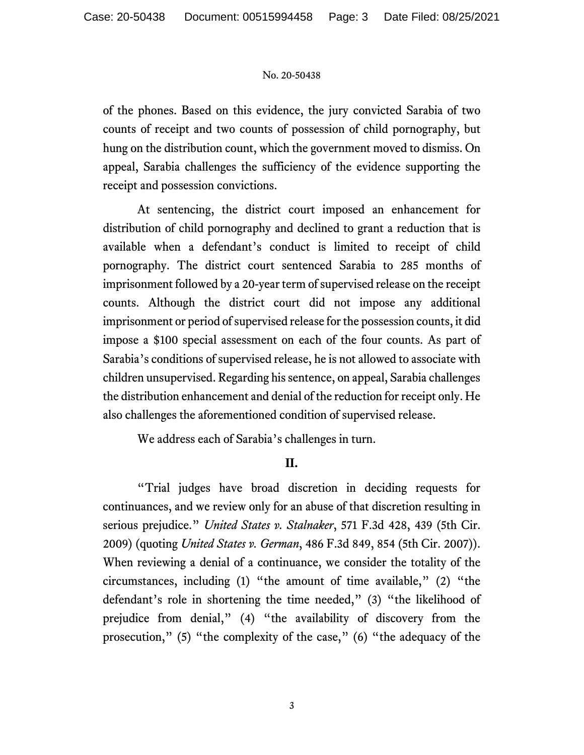of the phones. Based on this evidence, the jury convicted Sarabia of two counts of receipt and two counts of possession of child pornography, but hung on the distribution count, which the government moved to dismiss. On appeal, Sarabia challenges the sufficiency of the evidence supporting the receipt and possession convictions.

At sentencing, the district court imposed an enhancement for distribution of child pornography and declined to grant a reduction that is available when a defendant's conduct is limited to receipt of child pornography. The district court sentenced Sarabia to 285 months of imprisonment followed by a 20-year term of supervised release on the receipt counts. Although the district court did not impose any additional imprisonment or period of supervised release for the possession counts, it did impose a $100 special assessment on each of the four counts. As part of Sarabia's conditions of supervised release, he is not allowed to associate with children unsupervised. Regarding his sentence, on appeal, Sarabia challenges the distribution enhancement and denial of the reduction for receipt only. He also challenges the aforementioned condition of supervised release.

We address each of Sarabia's challenges in turn.

## II.

"Trial judges have broad discretion in deciding requests for continuances, and we review only for an abuse of that discretion resulting in serious prejudice." *United States v. Stalnaker*, 571 F.3d 428, 439 (5th Cir. 2009) (quoting *United States v. German*, 486 F.3d 849, 854 (5th Cir. 2007)). When reviewing a denial of a continuance, we consider the totality of the circumstances, including (1) "the amount of time available," (2) "the defendant's role in shortening the time needed," (3) "the likelihood of prejudice from denial," (4) "the availability of discovery from the prosecution," (5) "the complexity of the case," (6) "the adequacy of the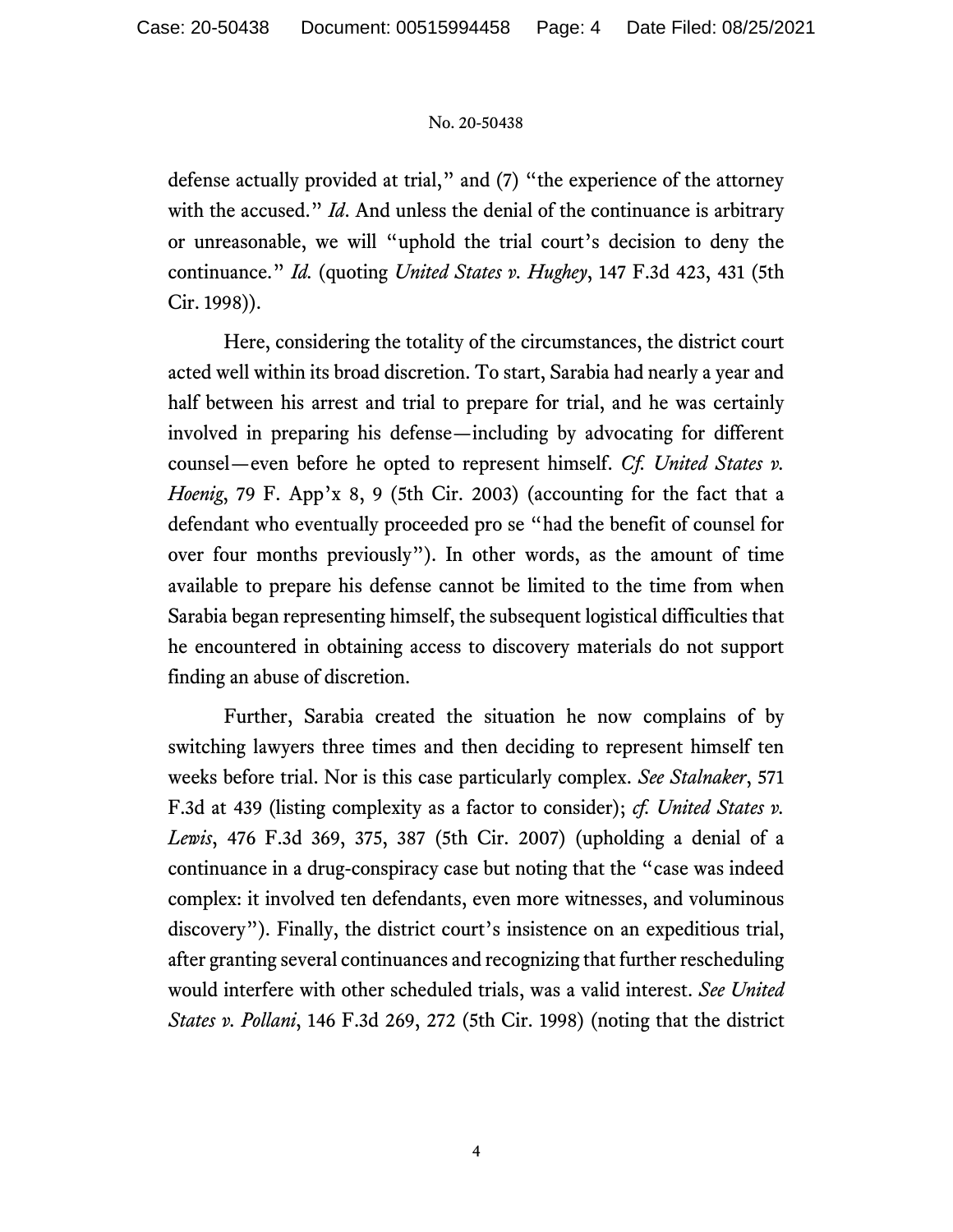defense actually provided at trial," and (7) "the experience of the attorney with the accused." *Id*. And unless the denial of the continuance is arbitrary or unreasonable, we will "uphold the trial court's decision to deny the continuance." *Id.* (quoting *United States v. Hughey*, 147 F.3d 423, 431 (5th Cir. 1998)).

Here, considering the totality of the circumstances, the district court acted well within its broad discretion. To start, Sarabia had nearly a year and half between his arrest and trial to prepare for trial, and he was certainly involved in preparing his defense—including by advocating for different counsel—even before he opted to represent himself. *Cf. United States v. Hoenig*, 79 F. App'x 8, 9 (5th Cir. 2003) (accounting for the fact that a defendant who eventually proceeded pro se "had the benefit of counsel for over four months previously"). In other words, as the amount of time available to prepare his defense cannot be limited to the time from when Sarabia began representing himself, the subsequent logistical difficulties that he encountered in obtaining access to discovery materials do not support finding an abuse of discretion.

Further, Sarabia created the situation he now complains of by switching lawyers three times and then deciding to represent himself ten weeks before trial. Nor is this case particularly complex. *See Stalnaker*, 571 F.3d at 439 (listing complexity as a factor to consider); *cf. United States v. Lewis*, 476 F.3d 369, 375, 387 (5th Cir. 2007) (upholding a denial of a continuance in a drug-conspiracy case but noting that the "case was indeed complex: it involved ten defendants, even more witnesses, and voluminous discovery"). Finally, the district court's insistence on an expeditious trial, after granting several continuances and recognizing that further rescheduling would interfere with other scheduled trials, was a valid interest. *See United States v. Pollani*, 146 F.3d 269, 272 (5th Cir. 1998) (noting that the district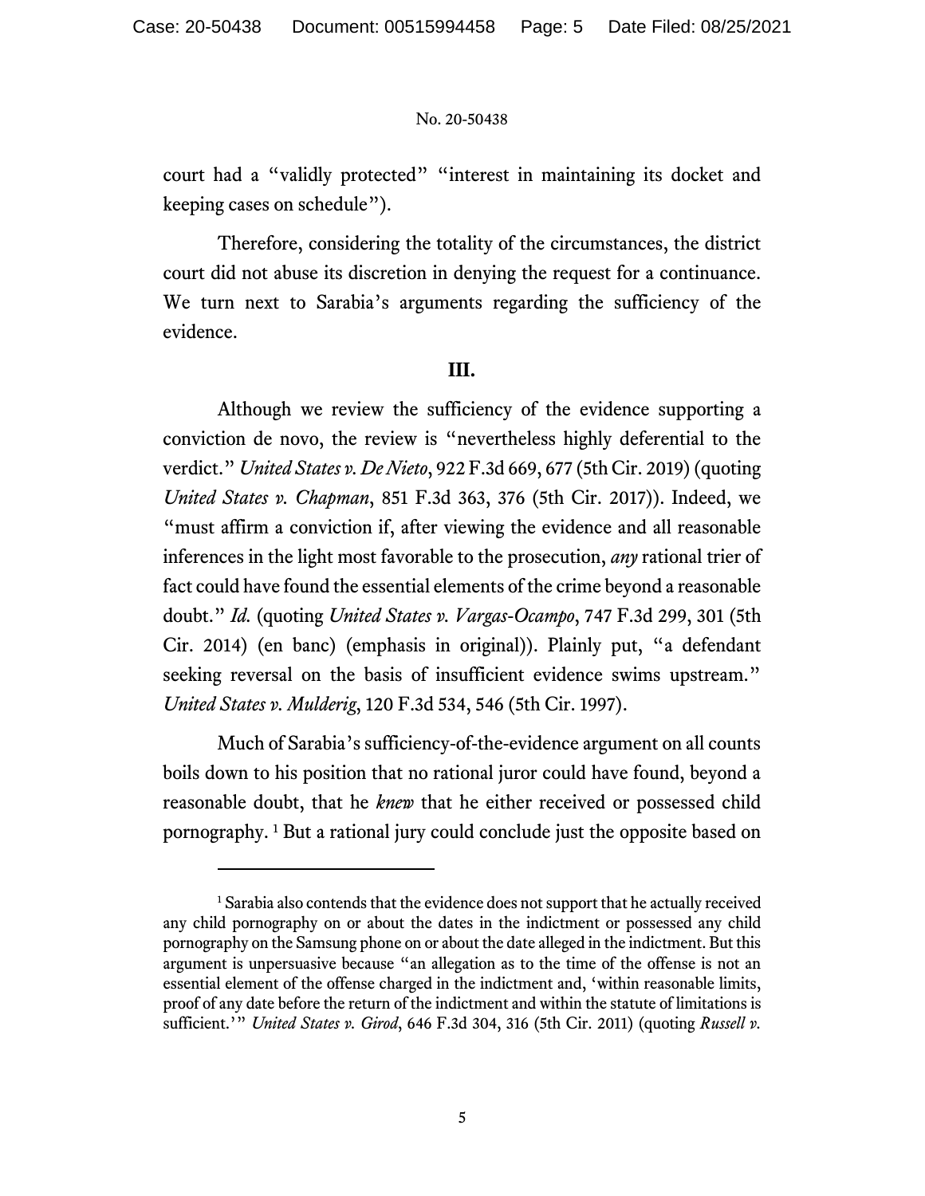court had a "validly protected" "interest in maintaining its docket and keeping cases on schedule").

Therefore, considering the totality of the circumstances, the district court did not abuse its discretion in denying the request for a continuance. We turn next to Sarabia's arguments regarding the sufficiency of the evidence.

### III.

Although we review the sufficiency of the evidence supporting a conviction de novo, the review is "nevertheless highly deferential to the verdict." *United States v. De Nieto*, 922 F.3d 669, 677 (5th Cir. 2019) (quoting *United States v. Chapman*, 851 F.3d 363, 376 (5th Cir. 2017)). Indeed, we "must affirm a conviction if, after viewing the evidence and all reasonable inferences in the light most favorable to the prosecution, *any* rational trier of fact could have found the essential elements of the crime beyond a reasonable doubt." *Id.* (quoting *United States v. Vargas-Ocampo*, 747 F.3d 299, 301 (5th Cir. 2014) (en banc) (emphasis in original)). Plainly put, "a defendant seeking reversal on the basis of insufficient evidence swims upstream." *United States v. Mulderig*, 120 F.3d 534, 546 (5th Cir. 1997).

Much of Sarabia's sufficiency-of-the-evidence argument on all counts boils down to his position that no rational juror could have found, beyond a reasonable doubt, that he *knew* that he either received or possessed child pornography.[1] But a rational jury could conclude just the opposite based on

[1] Sarabia also contends that the evidence does not support that he actually received any child pornography on or about the dates in the indictment or possessed any child pornography on the Samsung phone on or about the date alleged in the indictment. But this argument is unpersuasive because "an allegation as to the time of the offense is not an essential element of the offense charged in the indictment and, 'within reasonable limits, proof of any date before the return of the indictment and within the statute of limitations is sufficient.'" *United States v. Girod*, 646 F.3d 304, 316 (5th Cir. 2011) (quoting *Russell v.*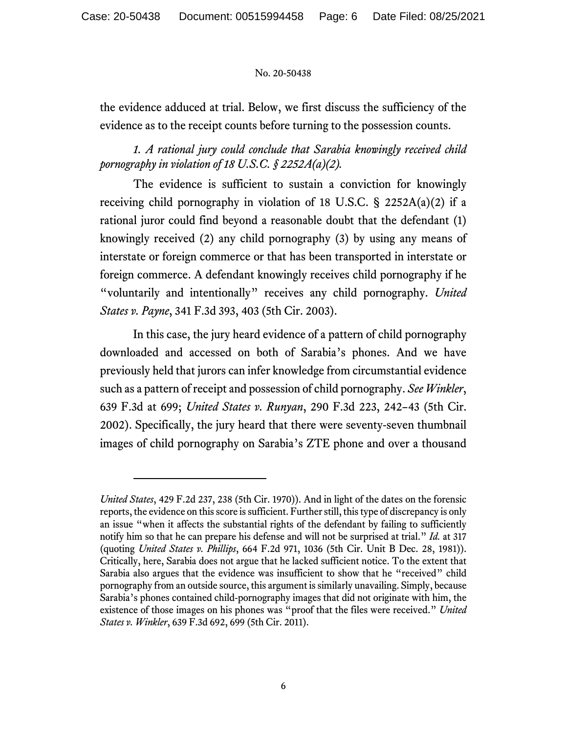the evidence adduced at trial. Below, we first discuss the sufficiency of the evidence as to the receipt counts before turning to the possession counts.

*1. A rational jury could conclude that Sarabia knowingly received child pornography in violation of 18 U.S.C. § 2252A(a)(2).*

The evidence is sufficient to sustain a conviction for knowingly receiving child pornography in violation of 18 U.S.C. § 2252A(a)(2) if a rational juror could find beyond a reasonable doubt that the defendant (1) knowingly received (2) any child pornography (3) by using any means of interstate or foreign commerce or that has been transported in interstate or foreign commerce. A defendant knowingly receives child pornography if he "voluntarily and intentionally" receives any child pornography. *United States v. Payne*, 341 F.3d 393, 403 (5th Cir. 2003).

In this case, the jury heard evidence of a pattern of child pornography downloaded and accessed on both of Sarabia's phones. And we have previously held that jurors can infer knowledge from circumstantial evidence such as a pattern of receipt and possession of child pornography. *See Winkler*, 639 F.3d at 699; *United States v. Runyan*, 290 F.3d 223, 242–43 (5th Cir. 2002). Specifically, the jury heard that there were seventy-seven thumbnail images of child pornography on Sarabia's ZTE phone and over a thousand

---

*United States*, 429 F.2d 237, 238 (5th Cir. 1970)). And in light of the dates on the forensic reports, the evidence on this score is sufficient. Further still, this type of discrepancy is only an issue "when it affects the substantial rights of the defendant by failing to sufficiently notify him so that he can prepare his defense and will not be surprised at trial." *Id.* at 317 (quoting *United States v. Phillips*, 664 F.2d 971, 1036 (5th Cir. Unit B Dec. 28, 1981)). Critically, here, Sarabia does not argue that he lacked sufficient notice. To the extent that Sarabia also argues that the evidence was insufficient to show that he "received" child pornography from an outside source, this argument is similarly unavailing. Simply, because Sarabia's phones contained child-pornography images that did not originate with him, the existence of those images on his phones was "proof that the files were received." *United States v. Winkler*, 639 F.3d 692, 699 (5th Cir. 2011).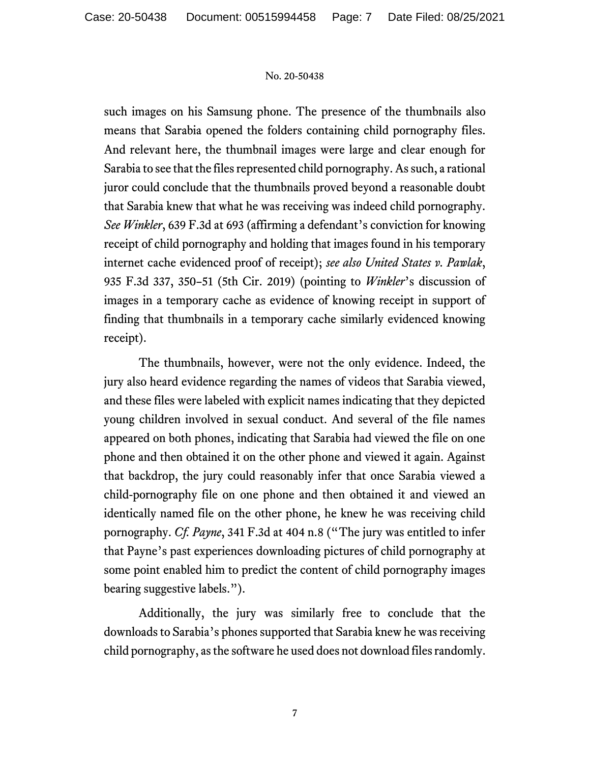such images on his Samsung phone. The presence of the thumbnails also means that Sarabia opened the folders containing child pornography files. And relevant here, the thumbnail images were large and clear enough for Sarabia to see that the files represented child pornography. As such, a rational juror could conclude that the thumbnails proved beyond a reasonable doubt that Sarabia knew that what he was receiving was indeed child pornography. *See Winkler*, 639 F.3d at 693 (affirming a defendant's conviction for knowing receipt of child pornography and holding that images found in his temporary internet cache evidenced proof of receipt); *see also United States v. Pawlak*, 935 F.3d 337, 350–51 (5th Cir. 2019) (pointing to *Winkler*'s discussion of images in a temporary cache as evidence of knowing receipt in support of finding that thumbnails in a temporary cache similarly evidenced knowing receipt).

The thumbnails, however, were not the only evidence. Indeed, the jury also heard evidence regarding the names of videos that Sarabia viewed, and these files were labeled with explicit names indicating that they depicted young children involved in sexual conduct. And several of the file names appeared on both phones, indicating that Sarabia had viewed the file on one phone and then obtained it on the other phone and viewed it again. Against that backdrop, the jury could reasonably infer that once Sarabia viewed a child-pornography file on one phone and then obtained it and viewed an identically named file on the other phone, he knew he was receiving child pornography. *Cf. Payne*, 341 F.3d at 404 n.8 ("The jury was entitled to infer that Payne's past experiences downloading pictures of child pornography at some point enabled him to predict the content of child pornography images bearing suggestive labels.").

Additionally, the jury was similarly free to conclude that the downloads to Sarabia's phones supported that Sarabia knew he was receiving child pornography, as the software he used does not download files randomly.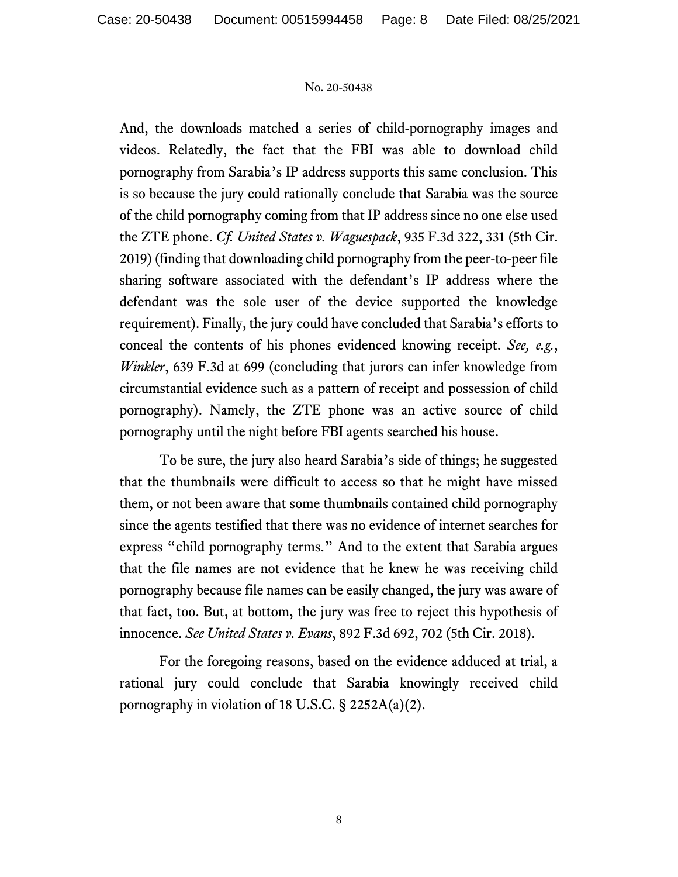And, the downloads matched a series of child-pornography images and videos. Relatedly, the fact that the FBI was able to download child pornography from Sarabia's IP address supports this same conclusion. This is so because the jury could rationally conclude that Sarabia was the source of the child pornography coming from that IP address since no one else used the ZTE phone. *Cf. United States v. Waguespack*, 935 F.3d 322, 331 (5th Cir. 2019) (finding that downloading child pornography from the peer-to-peer file sharing software associated with the defendant's IP address where the defendant was the sole user of the device supported the knowledge requirement). Finally, the jury could have concluded that Sarabia's efforts to conceal the contents of his phones evidenced knowing receipt. *See, e.g.*, *Winkler*, 639 F.3d at 699 (concluding that jurors can infer knowledge from circumstantial evidence such as a pattern of receipt and possession of child pornography). Namely, the ZTE phone was an active source of child pornography until the night before FBI agents searched his house.

To be sure, the jury also heard Sarabia's side of things; he suggested that the thumbnails were difficult to access so that he might have missed them, or not been aware that some thumbnails contained child pornography since the agents testified that there was no evidence of internet searches for express "child pornography terms." And to the extent that Sarabia argues that the file names are not evidence that he knew he was receiving child pornography because file names can be easily changed, the jury was aware of that fact, too. But, at bottom, the jury was free to reject this hypothesis of innocence. *See United States v. Evans*, 892 F.3d 692, 702 (5th Cir. 2018).

For the foregoing reasons, based on the evidence adduced at trial, a rational jury could conclude that Sarabia knowingly received child pornography in violation of 18 U.S.C. § 2252A(a)(2).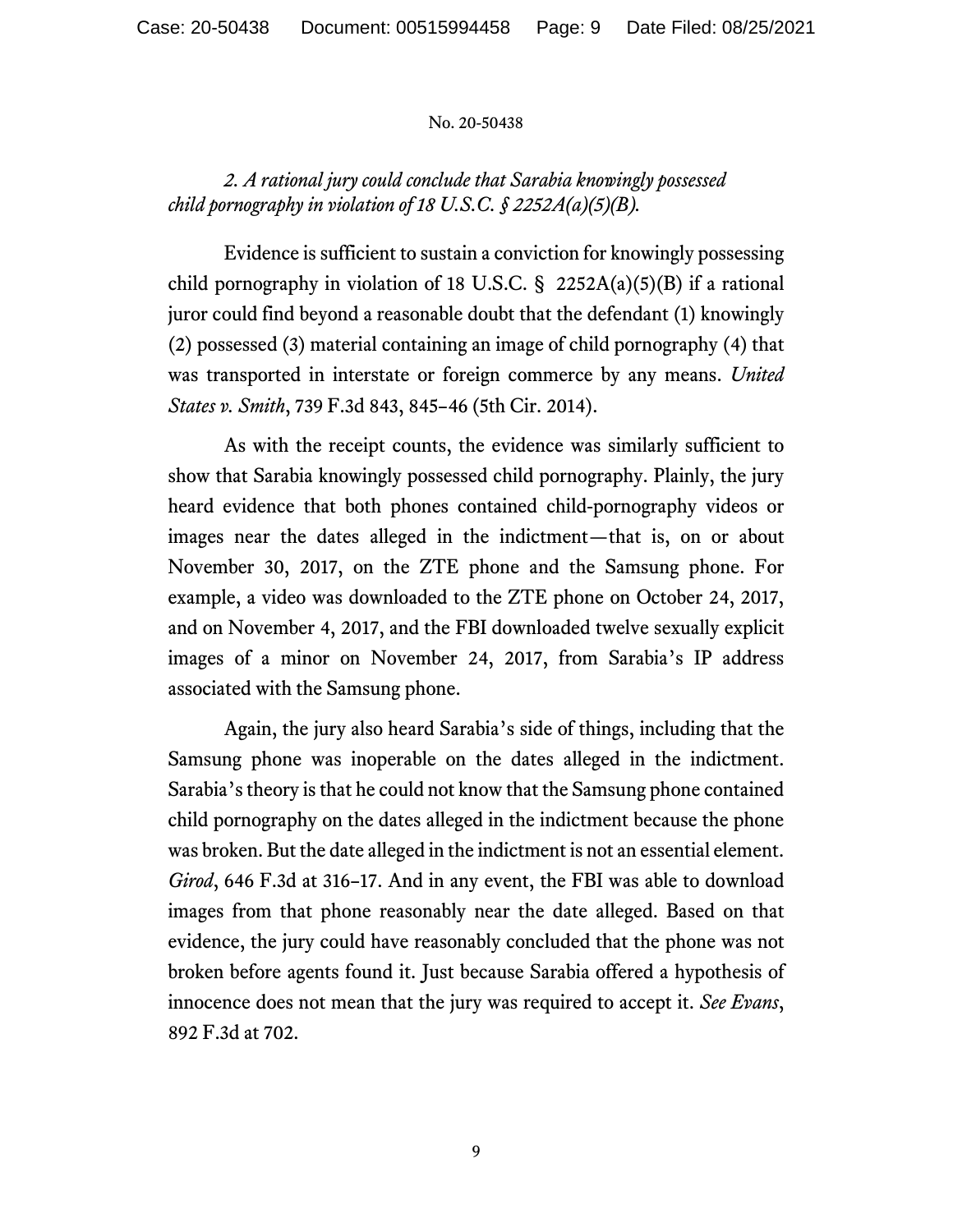*2. A rational jury could conclude that Sarabia knowingly possessed child pornography in violation of 18 U.S.C. § 2252A(a)(5)(B).*

Evidence is sufficient to sustain a conviction for knowingly possessing child pornography in violation of 18 U.S.C. § 2252A(a)(5)(B) if a rational juror could find beyond a reasonable doubt that the defendant (1) knowingly (2) possessed (3) material containing an image of child pornography (4) that was transported in interstate or foreign commerce by any means. *United States v. Smith*, 739 F.3d 843, 845–46 (5th Cir. 2014).

As with the receipt counts, the evidence was similarly sufficient to show that Sarabia knowingly possessed child pornography. Plainly, the jury heard evidence that both phones contained child-pornography videos or images near the dates alleged in the indictment—that is, on or about November 30, 2017, on the ZTE phone and the Samsung phone. For example, a video was downloaded to the ZTE phone on October 24, 2017, and on November 4, 2017, and the FBI downloaded twelve sexually explicit images of a minor on November 24, 2017, from Sarabia's IP address associated with the Samsung phone.

Again, the jury also heard Sarabia's side of things, including that the Samsung phone was inoperable on the dates alleged in the indictment. Sarabia's theory is that he could not know that the Samsung phone contained child pornography on the dates alleged in the indictment because the phone was broken. But the date alleged in the indictment is not an essential element. *Girod*, 646 F.3d at 316–17. And in any event, the FBI was able to download images from that phone reasonably near the date alleged. Based on that evidence, the jury could have reasonably concluded that the phone was not broken before agents found it. Just because Sarabia offered a hypothesis of innocence does not mean that the jury was required to accept it. *See Evans*, 892 F.3d at 702.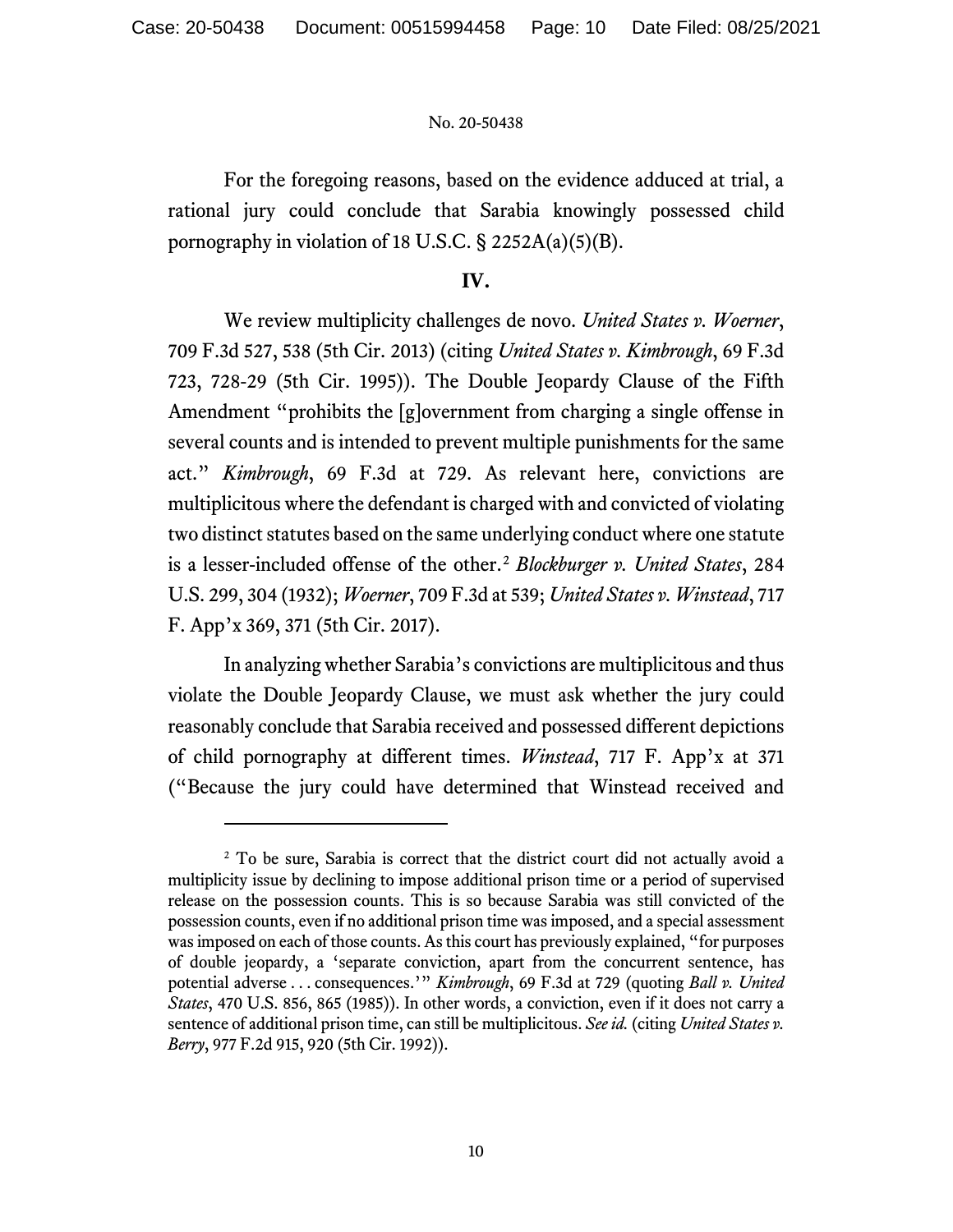For the foregoing reasons, based on the evidence adduced at trial, a rational jury could conclude that Sarabia knowingly possessed child pornography in violation of 18 U.S.C. § 2252A(a)(5)(B).

## IV.

We review multiplicity challenges de novo. *United States v. Woerner*, 709 F.3d 527, 538 (5th Cir. 2013) (citing *United States v. Kimbrough*, 69 F.3d 723, 728-29 (5th Cir. 1995)). The Double Jeopardy Clause of the Fifth Amendment "prohibits the [g]overnment from charging a single offense in several counts and is intended to prevent multiple punishments for the same act." *Kimbrough*, 69 F.3d at 729. As relevant here, convictions are multiplicitous where the defendant is charged with and convicted of violating two distinct statutes based on the same underlying conduct where one statute is a lesser-included offense of the other.[2] *Blockburger v. United States*, 284 U.S. 299, 304 (1932); *Woerner*, 709 F.3d at 539; *United States v. Winstead*, 717 F. App'x 369, 371 (5th Cir. 2017).

In analyzing whether Sarabia's convictions are multiplicitous and thus violate the Double Jeopardy Clause, we must ask whether the jury could reasonably conclude that Sarabia received and possessed different depictions of child pornography at different times. *Winstead*, 717 F. App'x at 371 ("Because the jury could have determined that Winstead received and

---

[2] To be sure, Sarabia is correct that the district court did not actually avoid a multiplicity issue by declining to impose additional prison time or a period of supervised release on the possession counts. This is so because Sarabia was still convicted of the possession counts, even if no additional prison time was imposed, and a special assessment was imposed on each of those counts. As this court has previously explained, "for purposes of double jeopardy, a 'separate conviction, apart from the concurrent sentence, has potential adverse . . . consequences.'" *Kimbrough*, 69 F.3d at 729 (quoting *Ball v. United States*, 470 U.S. 856, 865 (1985)). In other words, a conviction, even if it does not carry a sentence of additional prison time, can still be multiplicitous. *See id.* (citing *United States v. Berry*, 977 F.2d 915, 920 (5th Cir. 1992)).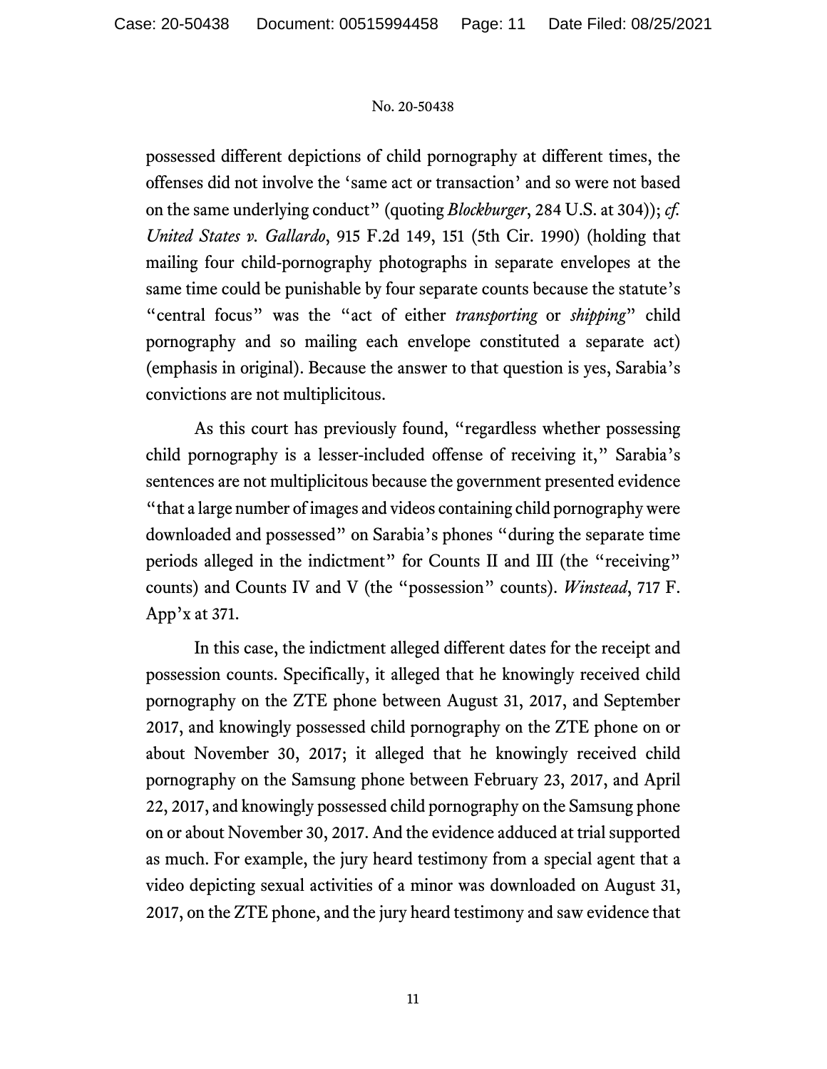possessed different depictions of child pornography at different times, the offenses did not involve the 'same act or transaction' and so were not based on the same underlying conduct" (quoting *Blockburger*, 284 U.S. at 304)); *cf. United States v. Gallardo*, 915 F.2d 149, 151 (5th Cir. 1990) (holding that mailing four child-pornography photographs in separate envelopes at the same time could be punishable by four separate counts because the statute's "central focus" was the "act of either *transporting* or *shipping*" child pornography and so mailing each envelope constituted a separate act) (emphasis in original). Because the answer to that question is yes, Sarabia's convictions are not multiplicitous.

As this court has previously found, "regardless whether possessing child pornography is a lesser-included offense of receiving it," Sarabia's sentences are not multiplicitous because the government presented evidence "that a large number of images and videos containing child pornography were downloaded and possessed" on Sarabia's phones "during the separate time periods alleged in the indictment" for Counts II and III (the "receiving" counts) and Counts IV and V (the "possession" counts). *Winstead*, 717 F. App'x at 371.

In this case, the indictment alleged different dates for the receipt and possession counts. Specifically, it alleged that he knowingly received child pornography on the ZTE phone between August 31, 2017, and September 2017, and knowingly possessed child pornography on the ZTE phone on or about November 30, 2017; it alleged that he knowingly received child pornography on the Samsung phone between February 23, 2017, and April 22, 2017, and knowingly possessed child pornography on the Samsung phone on or about November 30, 2017. And the evidence adduced at trial supported as much. For example, the jury heard testimony from a special agent that a video depicting sexual activities of a minor was downloaded on August 31, 2017, on the ZTE phone, and the jury heard testimony and saw evidence that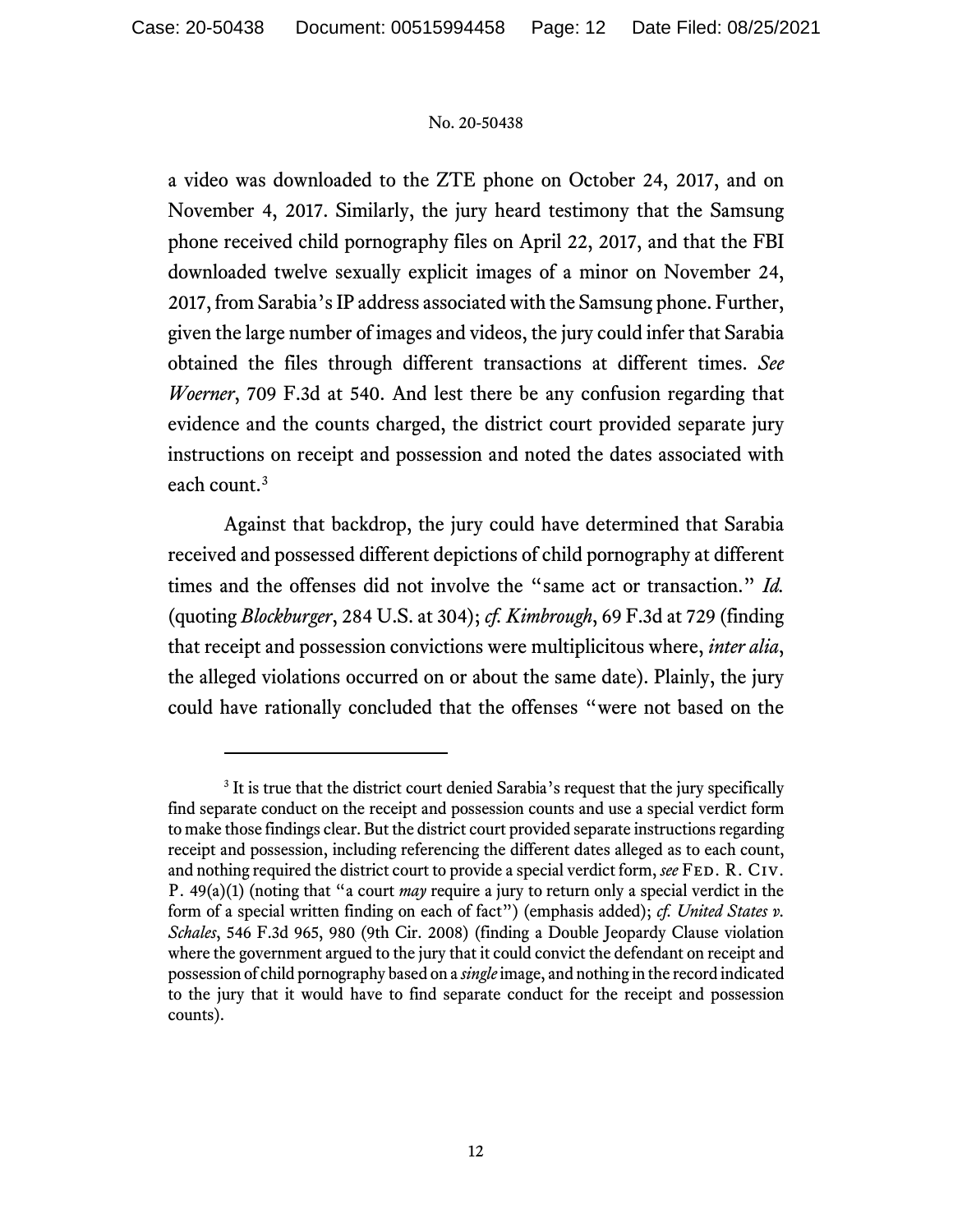a video was downloaded to the ZTE phone on October 24, 2017, and on November 4, 2017. Similarly, the jury heard testimony that the Samsung phone received child pornography files on April 22, 2017, and that the FBI downloaded twelve sexually explicit images of a minor on November 24, 2017, from Sarabia's IP address associated with the Samsung phone. Further, given the large number of images and videos, the jury could infer that Sarabia obtained the files through different transactions at different times. *See Woerner*, 709 F.3d at 540. And lest there be any confusion regarding that evidence and the counts charged, the district court provided separate jury instructions on receipt and possession and noted the dates associated with each count.[3]

Against that backdrop, the jury could have determined that Sarabia received and possessed different depictions of child pornography at different times and the offenses did not involve the "same act or transaction." *Id.* (quoting *Blockburger*, 284 U.S. at 304); *cf. Kimbrough*, 69 F.3d at 729 (finding that receipt and possession convictions were multiplicitous where, *inter alia*, the alleged violations occurred on or about the same date). Plainly, the jury could have rationally concluded that the offenses "were not based on the

---

[3] It is true that the district court denied Sarabia's request that the jury specifically find separate conduct on the receipt and possession counts and use a special verdict form to make those findings clear. But the district court provided separate instructions regarding receipt and possession, including referencing the different dates alleged as to each count, and nothing required the district court to provide a special verdict form, *see* FED. R. CIV. P. 49(a)(1) (noting that "a court *may* require a jury to return only a special verdict in the form of a special written finding on each of fact") (emphasis added); *cf. United States v. Schales*, 546 F.3d 965, 980 (9th Cir. 2008) (finding a Double Jeopardy Clause violation where the government argued to the jury that it could convict the defendant on receipt and possession of child pornography based on a *single* image, and nothing in the record indicated to the jury that it would have to find separate conduct for the receipt and possession counts).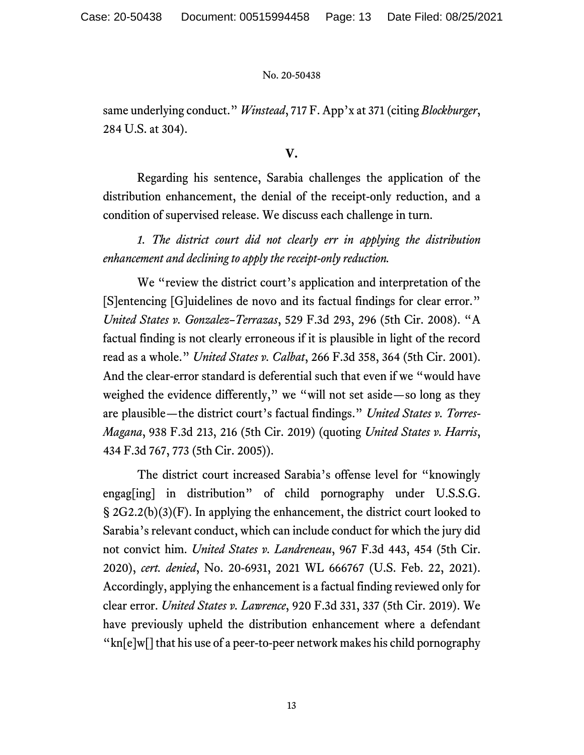same underlying conduct." *Winstead*, 717 F. App'x at 371 (citing *Blockburger*, 284 U.S. at 304).

## V.

Regarding his sentence, Sarabia challenges the application of the distribution enhancement, the denial of the receipt-only reduction, and a condition of supervised release. We discuss each challenge in turn.

*1. The district court did not clearly err in applying the distribution enhancement and declining to apply the receipt-only reduction.*

We "review the district court's application and interpretation of the [S]entencing [G]uidelines de novo and its factual findings for clear error." *United States v. Gonzalez–Terrazas*, 529 F.3d 293, 296 (5th Cir. 2008). "A factual finding is not clearly erroneous if it is plausible in light of the record read as a whole." *United States v. Calbat*, 266 F.3d 358, 364 (5th Cir. 2001). And the clear-error standard is deferential such that even if we "would have weighed the evidence differently," we "will not set aside—so long as they are plausible—the district court's factual findings." *United States v. Torres-Magana*, 938 F.3d 213, 216 (5th Cir. 2019) (quoting *United States v. Harris*, 434 F.3d 767, 773 (5th Cir. 2005)).

The district court increased Sarabia's offense level for "knowingly engag[ing] in distribution" of child pornography under U.S.S.G. § 2G2.2(b)(3)(F). In applying the enhancement, the district court looked to Sarabia's relevant conduct, which can include conduct for which the jury did not convict him. *United States v. Landreneau*, 967 F.3d 443, 454 (5th Cir. 2020), *cert. denied*, No. 20-6931, 2021 WL 666767 (U.S. Feb. 22, 2021). Accordingly, applying the enhancement is a factual finding reviewed only for clear error. *United States v. Lawrence*, 920 F.3d 331, 337 (5th Cir. 2019). We have previously upheld the distribution enhancement where a defendant "kn[e]w[] that his use of a peer-to-peer network makes his child pornography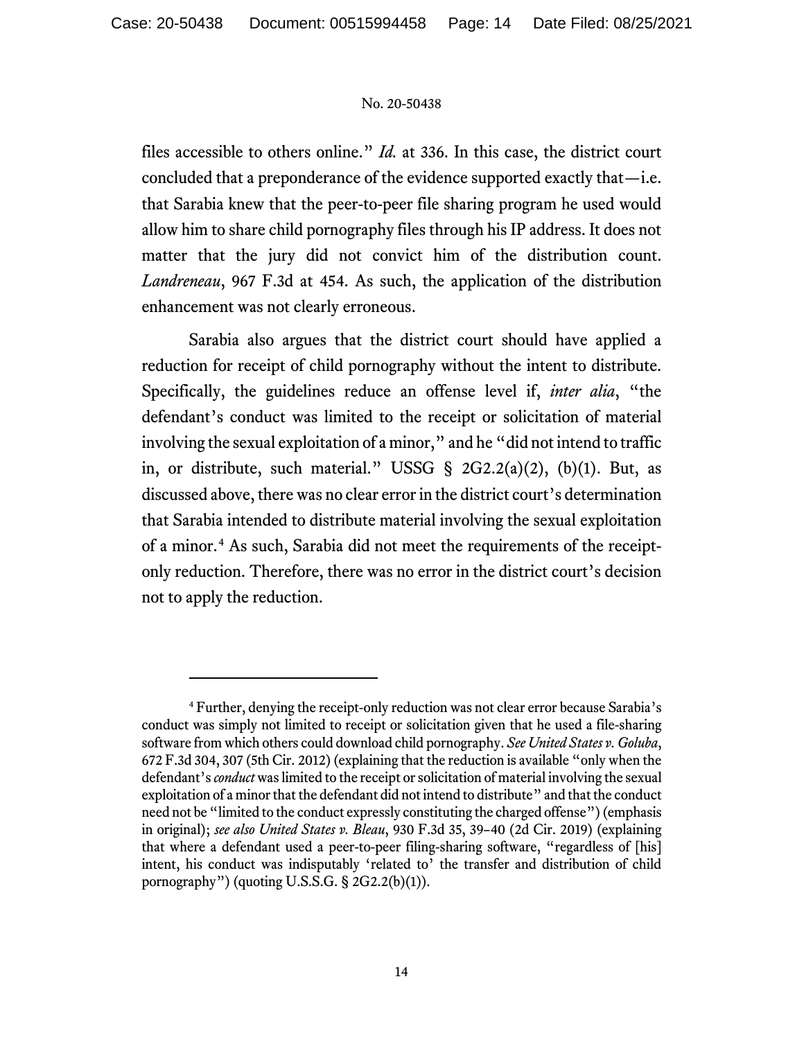files accessible to others online." *Id.* at 336. In this case, the district court concluded that a preponderance of the evidence supported exactly that—i.e. that Sarabia knew that the peer-to-peer file sharing program he used would allow him to share child pornography files through his IP address. It does not matter that the jury did not convict him of the distribution count. *Landreneau*, 967 F.3d at 454. As such, the application of the distribution enhancement was not clearly erroneous.

Sarabia also argues that the district court should have applied a reduction for receipt of child pornography without the intent to distribute. Specifically, the guidelines reduce an offense level if, *inter alia*, "the defendant's conduct was limited to the receipt or solicitation of material involving the sexual exploitation of a minor," and he "did not intend to traffic in, or distribute, such material." USSG § 2G2.2(a)(2), (b)(1). But, as discussed above, there was no clear error in the district court's determination that Sarabia intended to distribute material involving the sexual exploitation of a minor.[4] As such, Sarabia did not meet the requirements of the receipt-only reduction. Therefore, there was no error in the district court's decision not to apply the reduction.

---

[4] Further, denying the receipt-only reduction was not clear error because Sarabia's conduct was simply not limited to receipt or solicitation given that he used a file-sharing software from which others could download child pornography. *See United States v. Goluba*, 672 F.3d 304, 307 (5th Cir. 2012) (explaining that the reduction is available "only when the defendant's *conduct* was limited to the receipt or solicitation of material involving the sexual exploitation of a minor that the defendant did not intend to distribute" and that the conduct need not be "limited to the conduct expressly constituting the charged offense") (emphasis in original); *see also United States v. Bleau*, 930 F.3d 35, 39–40 (2d Cir. 2019) (explaining that where a defendant used a peer-to-peer filing-sharing software, "regardless of [his] intent, his conduct was indisputably 'related to' the transfer and distribution of child pornography") (quoting U.S.S.G. § 2G2.2(b)(1)).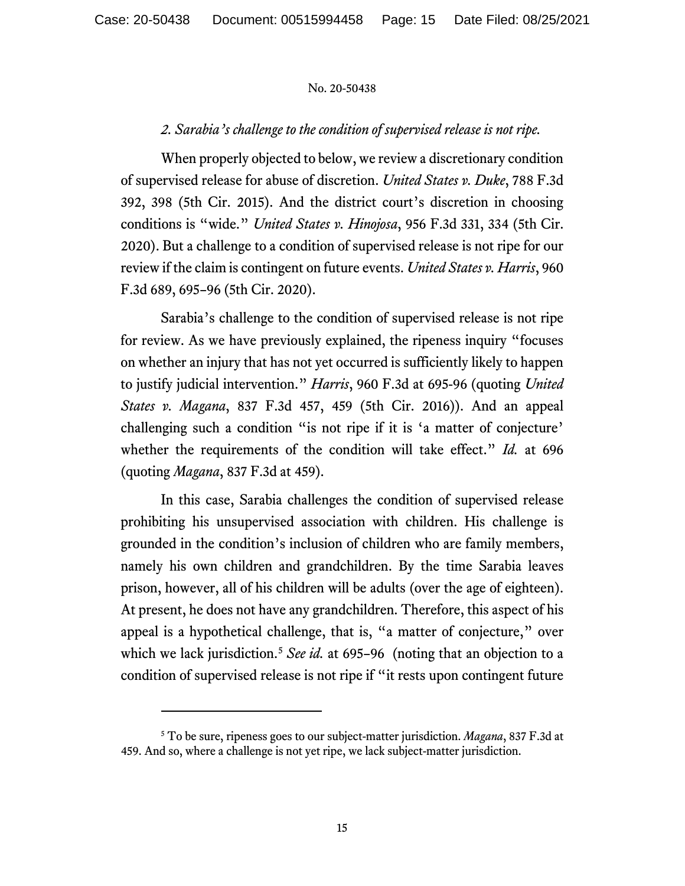*2. Sarabia's challenge to the condition of supervised release is not ripe.*

When properly objected to below, we review a discretionary condition of supervised release for abuse of discretion. *United States v. Duke*, 788 F.3d 392, 398 (5th Cir. 2015). And the district court's discretion in choosing conditions is "wide." *United States v. Hinojosa*, 956 F.3d 331, 334 (5th Cir. 2020). But a challenge to a condition of supervised release is not ripe for our review if the claim is contingent on future events. *United States v. Harris*, 960 F.3d 689, 695–96 (5th Cir. 2020).

Sarabia's challenge to the condition of supervised release is not ripe for review. As we have previously explained, the ripeness inquiry "focuses on whether an injury that has not yet occurred is sufficiently likely to happen to justify judicial intervention." *Harris*, 960 F.3d at 695-96 (quoting *United States v. Magana*, 837 F.3d 457, 459 (5th Cir. 2016)). And an appeal challenging such a condition "is not ripe if it is 'a matter of conjecture' whether the requirements of the condition will take effect." *Id.* at 696 (quoting *Magana*, 837 F.3d at 459).

In this case, Sarabia challenges the condition of supervised release prohibiting his unsupervised association with children. His challenge is grounded in the condition's inclusion of children who are family members, namely his own children and grandchildren. By the time Sarabia leaves prison, however, all of his children will be adults (over the age of eighteen). At present, he does not have any grandchildren. Therefore, this aspect of his appeal is a hypothetical challenge, that is, "a matter of conjecture," over which we lack jurisdiction.[5] *See id.* at 695–96 (noting that an objection to a condition of supervised release is not ripe if "it rests upon contingent future

---

[5] To be sure, ripeness goes to our subject-matter jurisdiction. *Magana*, 837 F.3d at 459. And so, where a challenge is not yet ripe, we lack subject-matter jurisdiction.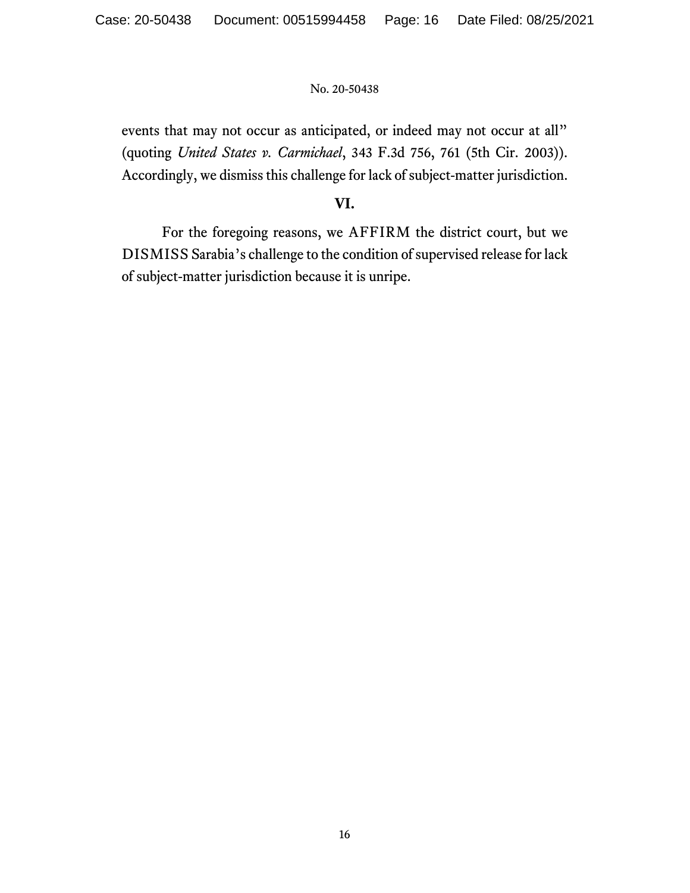events that may not occur as anticipated, or indeed may not occur at all" (quoting *United States v. Carmichael*, 343 F.3d 756, 761 (5th Cir. 2003)). Accordingly, we dismiss this challenge for lack of subject-matter jurisdiction.

## VI.

For the foregoing reasons, we AFFIRM the district court, but we DISMISS Sarabia's challenge to the condition of supervised release for lack of subject-matter jurisdiction because it is unripe.